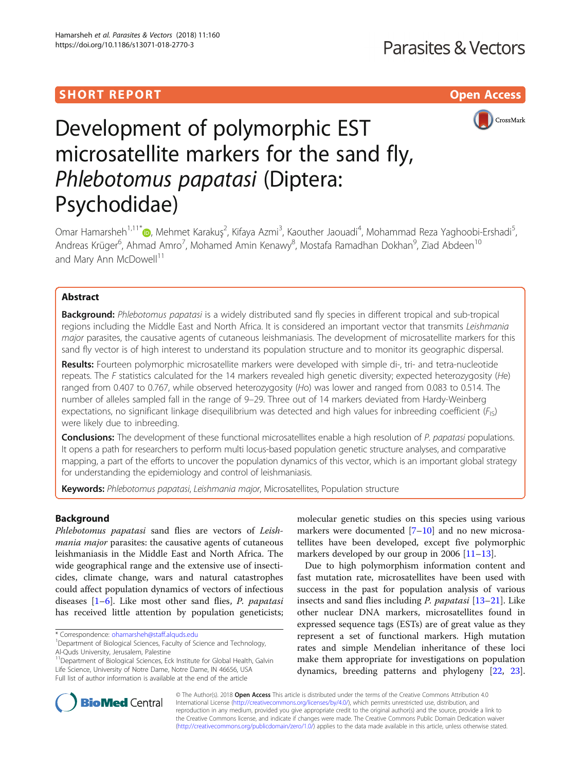SHORT REPORT

Open Access

# Development of polymorphic EST microsatellite markers for the sand fly, *Phlebotomus papatasi* (Diptera: Psychodidae)

Omar Hamarsheh[1,11*], Mehmet Karakuş[2], Kifaya Azmi[3], Kaouther Jaouadi[4], Mohammad Reza Yaghoobi-Ershadi[5], Andreas Krüger[6], Ahmad Amro[7], Mohamed Amin Kenawy[8], Mostafa Ramadhan Dokhan[9], Ziad Abdeen[10] and Mary Ann McDowell[11]

## Abstract

**Background:** *Phlebotomus papatasi* is a widely distributed sand fly species in different tropical and sub-tropical regions including the Middle East and North Africa. It is considered an important vector that transmits *Leishmania major* parasites, the causative agents of cutaneous leishmaniasis. The development of microsatellite markers for this sand fly vector is of high interest to understand its population structure and to monitor its geographic dispersal.

**Results:** Fourteen polymorphic microsatellite markers were developed with simple di-, tri- and tetra-nucleotide repeats. The *F* statistics calculated for the 14 markers revealed high genetic diversity; expected heterozygosity (*He*) ranged from 0.407 to 0.767, while observed heterozygosity (*Ho*) was lower and ranged from 0.083 to 0.514. The number of alleles sampled fall in the range of 9–29. Three out of 14 markers deviated from Hardy-Weinberg expectations, no significant linkage disequilibrium was detected and high values for inbreeding coefficient ($F_{IS}$) were likely due to inbreeding.

**Conclusions:** The development of these functional microsatellites enable a high resolution of *P. papatasi* populations. It opens a path for researchers to perform multi locus-based population genetic structure analyses, and comparative mapping, a part of the efforts to uncover the population dynamics of this vector, which is an important global strategy for understanding the epidemiology and control of leishmaniasis.

**Keywords:** *Phlebotomus papatasi*, *Leishmania major*, Microsatellites, Population structure

## Background

*Phlebotomus papatasi* sand flies are vectors of *Leishmania major* parasites: the causative agents of cutaneous leishmaniasis in the Middle East and North Africa. The wide geographical range and the extensive use of insecticides, climate change, wars and natural catastrophes could affect population dynamics of vectors of infectious diseases [1–6]. Like most other sand flies, *P. papatasi* has received little attention by population geneticists; molecular genetic studies on this species using various markers were documented [7–10] and no new microsatellites have been developed, except five polymorphic markers developed by our group in 2006 [11–13].

Due to high polymorphism information content and fast mutation rate, microsatellites have been used with success in the past for population analysis of various insects and sand flies including *P. papatasi* [13–21]. Like other nuclear DNA markers, microsatellites found in expressed sequence tags (ESTs) are of great value as they represent a set of functional markers. High mutation rates and simple Mendelian inheritance of these loci make them appropriate for investigations on population dynamics, breeding patterns and phylogeny [22, 23].

\* Correspondence: ohamarsheh@staff.alquds.edu
[1]Department of Biological Sciences, Faculty of Science and Technology, Al-Quds University, Jerusalem, Palestine
[11]Department of Biological Sciences, Eck Institute for Global Health, Galvin Life Science, University of Notre Dame, Notre Dame, IN 46656, USA
Full list of author information is available at the end of the article

© The Author(s). 2018 **Open Access** This article is distributed under the terms of the Creative Commons Attribution 4.0 International License (http://creativecommons.org/licenses/by/4.0/), which permits unrestricted use, distribution, and reproduction in any medium, provided you give appropriate credit to the original author(s) and the source, provide a link to the Creative Commons license, and indicate if changes were made. The Creative Commons Public Domain Dedication waiver (http://creativecommons.org/publicdomain/zero/1.0/) applies to the data made available in this article, unless otherwise stated.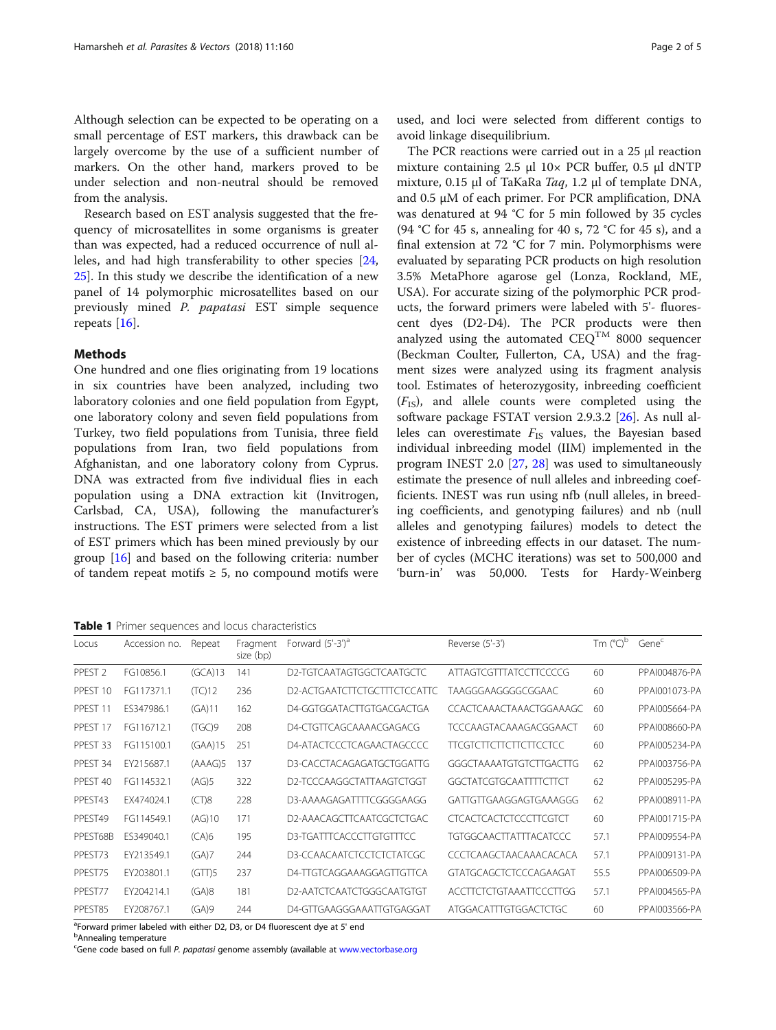Although selection can be expected to be operating on a small percentage of EST markers, this drawback can be largely overcome by the use of a sufficient number of markers. On the other hand, markers proved to be under selection and non-neutral should be removed from the analysis.

Research based on EST analysis suggested that the frequency of microsatellites in some organisms is greater than was expected, had a reduced occurrence of null alleles, and had high transferability to other species [24, 25]. In this study we describe the identification of a new panel of 14 polymorphic microsatellites based on our previously mined *P. papatasi* EST simple sequence repeats [16].

## Methods

One hundred and one flies originating from 19 locations in six countries have been analyzed, including two laboratory colonies and one field population from Egypt, one laboratory colony and seven field populations from Turkey, two field populations from Tunisia, three field populations from Iran, two field populations from Afghanistan, and one laboratory colony from Cyprus. DNA was extracted from five individual flies in each population using a DNA extraction kit (Invitrogen, Carlsbad, CA, USA), following the manufacturer's instructions. The EST primers were selected from a list of EST primers which has been mined previously by our group [16] and based on the following criteria: number of tandem repeat motifs ≥ 5, no compound motifs were used, and loci were selected from different contigs to avoid linkage disequilibrium.

The PCR reactions were carried out in a 25 μl reaction mixture containing 2.5 μl 10× PCR buffer, 0.5 μl dNTP mixture, 0.15 μl of TaKaRa *Taq*, 1.2 μl of template DNA, and 0.5 μM of each primer. For PCR amplification, DNA was denatured at 94 °C for 5 min followed by 35 cycles (94 °C for 45 s, annealing for 40 s, 72 °C for 45 s), and a final extension at 72 °C for 7 min. Polymorphisms were evaluated by separating PCR products on high resolution 3.5% MetaPhore agarose gel (Lonza, Rockland, ME, USA). For accurate sizing of the polymorphic PCR products, the forward primers were labeled with 5'- fluorescent dyes (D2-D4). The PCR products were then analyzed using the automated CEQ[TM] 8000 sequencer (Beckman Coulter, Fullerton, CA, USA) and the fragment sizes were analyzed using its fragment analysis tool. Estimates of heterozygosity, inbreeding coefficient ($F_{IS}$), and allele counts were completed using the software package FSTAT version 2.9.3.2 [26]. As null alleles can overestimate $F_{IS}$ values, the Bayesian based individual inbreeding model (IIM) implemented in the program INEST 2.0 [27, 28] was used to simultaneously estimate the presence of null alleles and inbreeding coefficients. INEST was run using nfb (null alleles, in breeding coefficients, and genotyping failures) and nb (null alleles and genotyping failures) models to detect the existence of inbreeding effects in our dataset. The number of cycles (MCHC iterations) was set to 500,000 and 'burn-in' was 50,000. Tests for Hardy-Weinberg

**Table 1** Primer sequences and locus characteristics

| Locus | Accession no. | Repeat | Fragment size (bp) | Forward (5'-3')[a] | Reverse (5'-3') | Tm (°C)[b] | Gene[c] |
|---|---|---|---|---|---|---|---|
| PPEST 2 | FG10856.1 | (GCA)13 | 141 | D2-TGTCAATAGTGGCTCAATGCTC | ATTAGTCGTTTATCCTTCCCCG | 60 | PPAI004876-PA |
| PPEST 10 | FG117371.1 | (TC)12 | 236 | D2-ACTGAATCTTCTGCTTTCTCCATTC | TAAGGGAAGGGGCGGAAC | 60 | PPAI001073-PA |
| PPEST 11 | ES347986.1 | (GA)11 | 162 | D4-GGTGGATACTTGTGACGACTGA | CCACTCAAACTAAACTGGAAAGC | 60 | PPAI005664-PA |
| PPEST 17 | FG116712.1 | (TGC)9 | 208 | D4-CTGTTCAGCAAAACGAGACG | TCCCAAGTACAAAGACGGAACT | 60 | PPAI008660-PA |
| PPEST 33 | FG115100.1 | (GAA)15 | 251 | D4-ATACTCCCTCAGAACTAGCCCC | TTCGTCTTCTTCTTCTTCCTCC | 60 | PPAI005234-PA |
| PPEST 34 | EY215687.1 | (AAAG)5 | 137 | D3-CACCTACAGAGATGCTGGATTG | GGGCTAAAATGTGTCTTGACTTG | 62 | PPAI003756-PA |
| PPEST 40 | FG114532.1 | (AG)5 | 322 | D2-TCCCAAGGCTATTAAGTCTGGT | GGCTATCGTGCAATTTTCTTCT | 62 | PPAI005295-PA |
| PPEST43 | EX474024.1 | (CT)8 | 228 | D3-AAAAGAGATTTTCGGGGAAGG | GATTGTTGAAGGAGTGAAAGGG | 62 | PPAI008911-PA |
| PPEST49 | FG114549.1 | (AG)10 | 171 | D2-AAACAGCTTCAATCGCTCTGAC | CTCACTCACTCTCCCTTCGTCT | 60 | PPAI001715-PA |
| PPEST68B | ES349040.1 | (CA)6 | 195 | D3-TGATTTCACCCTTGTGTTTCC | TGTGGCAACTTATTTACATCCC | 57.1 | PPAI009554-PA |
| PPEST73 | EY213549.1 | (GA)7 | 244 | D3-CCAACAATCTCCTCTCTATCGC | CCCTCAAGCTAACAAACACACA | 57.1 | PPAI009131-PA |
| PPEST75 | EY203801.1 | (GTT)5 | 237 | D4-TTGTCAGGAAAGGAGTTGTTCA | GTATGCAGCTCTCCCAGAAGAT | 55.5 | PPAI006509-PA |
| PPEST77 | EY204214.1 | (GA)8 | 181 | D2-AATCTCAATCTGGGCAATGTGT | ACCTTCTCTGTAAATTCCCTTGG | 57.1 | PPAI004565-PA |
| PPEST85 | EY208767.1 | (GA)9 | 244 | D4-GTTGAAGGGAAATTGTGAGGAT | ATGGACATTTGTGGACTCTGC | 60 | PPAI003566-PA |

[a]Forward primer labeled with either D2, D3, or D4 fluorescent dye at 5' end

[b]Annealing temperature

[c]Gene code based on full *P. papatasi* genome assembly (available at www.vectorbase.org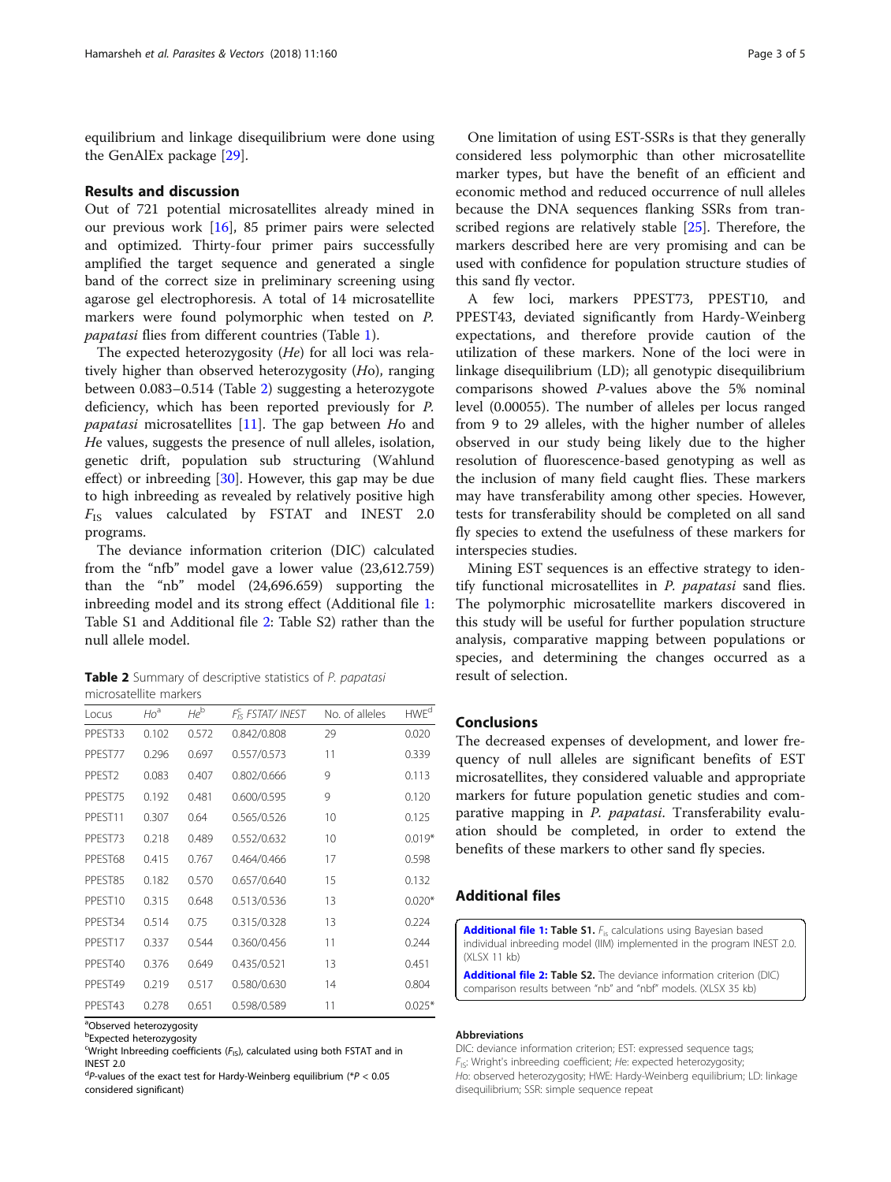equilibrium and linkage disequilibrium were done using the GenAlEx package [29].

## Results and discussion

Out of 721 potential microsatellites already mined in our previous work [16], 85 primer pairs were selected and optimized. Thirty-four primer pairs successfully amplified the target sequence and generated a single band of the correct size in preliminary screening using agarose gel electrophoresis. A total of 14 microsatellite markers were found polymorphic when tested on *P. papatasi* flies from different countries (Table 1).

The expected heterozygosity (*He*) for all loci was relatively higher than observed heterozygosity (*Ho*), ranging between 0.083–0.514 (Table 2) suggesting a heterozygote deficiency, which has been reported previously for *P. papatasi* microsatellites [11]. The gap between *Ho* and *He* values, suggests the presence of null alleles, isolation, genetic drift, population sub structuring (Wahlund effect) or inbreeding [30]. However, this gap may be due to high inbreeding as revealed by relatively positive high $F_{IS}$ values calculated by FSTAT and INEST 2.0 programs.

The deviance information criterion (DIC) calculated from the "nfb" model gave a lower value (23,612.759) than the "nb" model (24,696.659) supporting the inbreeding model and its strong effect (Additional file 1: Table S1 and Additional file 2: Table S2) rather than the null allele model.

**Table 2** Summary of descriptive statistics of *P. papatasi* microsatellite markers

| Locus | *Ho*[a] | *He*[b] | $F_{IS}^{c}$ FSTAT/ INEST | No. of alleles | HWE[d] |
|---|---|---|---|---|---|
| PPEST33 | 0.102 | 0.572 | 0.842/0.808 | 29 | 0.020 |
| PPEST77 | 0.296 | 0.697 | 0.557/0.573 | 11 | 0.339 |
| PPEST2 | 0.083 | 0.407 | 0.802/0.666 | 9 | 0.113 |
| PPEST75 | 0.192 | 0.481 | 0.600/0.595 | 9 | 0.120 |
| PPEST11 | 0.307 | 0.64 | 0.565/0.526 | 10 | 0.125 |
| PPEST73 | 0.218 | 0.489 | 0.552/0.632 | 10 | 0.019* |
| PPEST68 | 0.415 | 0.767 | 0.464/0.466 | 17 | 0.598 |
| PPEST85 | 0.182 | 0.570 | 0.657/0.640 | 15 | 0.132 |
| PPEST10 | 0.315 | 0.648 | 0.513/0.536 | 13 | 0.020* |
| PPEST34 | 0.514 | 0.75 | 0.315/0.328 | 13 | 0.224 |
| PPEST17 | 0.337 | 0.544 | 0.360/0.456 | 11 | 0.244 |
| PPEST40 | 0.376 | 0.649 | 0.435/0.521 | 13 | 0.451 |
| PPEST49 | 0.219 | 0.517 | 0.580/0.630 | 14 | 0.804 |
| PPEST43 | 0.278 | 0.651 | 0.598/0.589 | 11 | 0.025* |

[a]Observed heterozygosity
[b]Expected heterozygosity
[c]Wright Inbreeding coefficients ($F_{IS}$), calculated using both FSTAT and in INEST 2.0
[d]*P*-values of the exact test for Hardy-Weinberg equilibrium (\**P* < 0.05 considered significant)

One limitation of using EST-SSRs is that they generally considered less polymorphic than other microsatellite marker types, but have the benefit of an efficient and economic method and reduced occurrence of null alleles because the DNA sequences flanking SSRs from transcribed regions are relatively stable [25]. Therefore, the markers described here are very promising and can be used with confidence for population structure studies of this sand fly vector.

A few loci, markers PPEST73, PPEST10, and PPEST43, deviated significantly from Hardy-Weinberg expectations, and therefore provide caution of the utilization of these markers. None of the loci were in linkage disequilibrium (LD); all genotypic disequilibrium comparisons showed *P*-values above the 5% nominal level (0.00055). The number of alleles per locus ranged from 9 to 29 alleles, with the higher number of alleles observed in our study being likely due to the higher resolution of fluorescence-based genotyping as well as the inclusion of many field caught flies. These markers may have transferability among other species. However, tests for transferability should be completed on all sand fly species to extend the usefulness of these markers for interspecies studies.

Mining EST sequences is an effective strategy to identify functional microsatellites in *P. papatasi* sand flies. The polymorphic microsatellite markers discovered in this study will be useful for further population structure analysis, comparative mapping between populations or species, and determining the changes occurred as a result of selection.

## Conclusions

The decreased expenses of development, and lower frequency of null alleles are significant benefits of EST microsatellites, they considered valuable and appropriate markers for future population genetic studies and comparative mapping in *P. papatasi*. Transferability evaluation should be completed, in order to extend the benefits of these markers to other sand fly species.

## Additional files

**Additional file 1: Table S1.** $F_{IS}$ calculations using Bayesian based individual inbreeding model (IIM) implemented in the program INEST 2.0. (XLSX 11 kb)

**Additional file 2: Table S2.** The deviance information criterion (DIC) comparison results between "nb" and "nbf" models. (XLSX 35 kb)

### Abbreviations

DIC: deviance information criterion; EST: expressed sequence tags; $F_{IS}$: Wright's inbreeding coefficient; *He*: expected heterozygosity; *Ho*: observed heterozygosity; HWE: Hardy-Weinberg equilibrium; LD: linkage disequilibrium; SSR: simple sequence repeat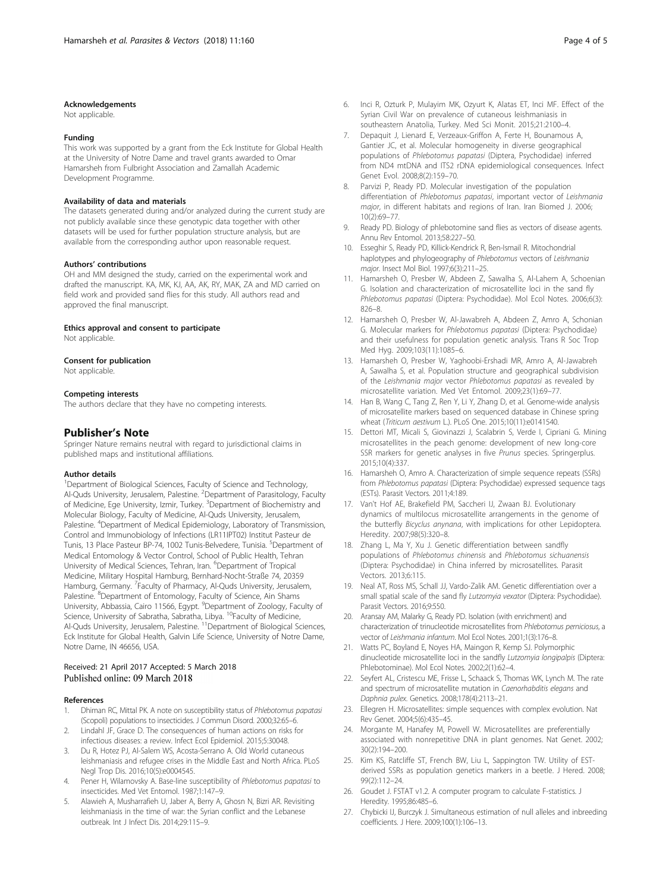#### Acknowledgements

Not applicable.

#### Funding

This work was supported by a grant from the Eck Institute for Global Health at the University of Notre Dame and travel grants awarded to Omar Hamarsheh from Fulbright Association and Zamallah Academic Development Programme.

#### Availability of data and materials

The datasets generated during and/or analyzed during the current study are not publicly available since these genotypic data together with other datasets will be used for further population structure analysis, but are available from the corresponding author upon reasonable request.

#### Authors' contributions

OH and MM designed the study, carried on the experimental work and drafted the manuscript. KA, MK, KJ, AA, AK, RY, MAK, ZA and MD carried on field work and provided sand flies for this study. All authors read and approved the final manuscript.

#### Ethics approval and consent to participate

Not applicable.

#### Consent for publication

Not applicable.

#### Competing interests

The authors declare that they have no competing interests.

## Publisher's Note

Springer Nature remains neutral with regard to jurisdictional claims in published maps and institutional affiliations.

#### Author details

[1]Department of Biological Sciences, Faculty of Science and Technology, Al-Quds University, Jerusalem, Palestine. [2]Department of Parasitology, Faculty of Medicine, Ege University, Izmir, Turkey. [3]Department of Biochemistry and Molecular Biology, Faculty of Medicine, Al-Quds University, Jerusalem, Palestine. [4]Department of Medical Epidemiology, Laboratory of Transmission, Control and Immunobiology of Infections (LR11IPT02) Institut Pasteur de Tunis, 13 Place Pasteur BP-74, 1002 Tunis-Belvedere, Tunisia. [5]Department of Medical Entomology & Vector Control, School of Public Health, Tehran University of Medical Sciences, Tehran, Iran. [6]Department of Tropical Medicine, Military Hospital Hamburg, Bernhard-Nocht-Straße 74, 20359 Hamburg, Germany. [7]Faculty of Pharmacy, Al-Quds University, Jerusalem, Palestine. [8]Department of Entomology, Faculty of Science, Ain Shams University, Abbassia, Cairo 11566, Egypt. [9]Department of Zoology, Faculty of Science, University of Sabratha, Sabratha, Libya. [10]Faculty of Medicine, Al-Quds University, Jerusalem, Palestine. [11]Department of Biological Sciences, Eck Institute for Global Health, Galvin Life Science, University of Notre Dame, Notre Dame, IN 46656, USA.

Received: 21 April 2017 Accepted: 5 March 2018
Published online: 09 March 2018

#### References

1. Dhiman RC, Mittal PK. A note on susceptibility status of *Phlebotomus papatasi* (Scopoli) populations to insecticides. J Commun Disord. 2000;32:65–6.
2. Lindahl JF, Grace D. The consequences of human actions on risks for infectious diseases: a review. Infect Ecol Epidemiol. 2015;5:30048.
3. Du R, Hotez PJ, Al-Salem WS, Acosta-Serrano A. Old World cutaneous leishmaniasis and refugee crises in the Middle East and North Africa. PLoS Negl Trop Dis. 2016;10(5):e0004545.
4. Pener H, Wilamovsky A. Base-line susceptibility of *Phlebotomus papatasi* to insecticides. Med Vet Entomol. 1987;1:147–9.
5. Alawieh A, Musharrafieh U, Jaber A, Berry A, Ghosn N, Bizri AR. Revisiting leishmaniasis in the time of war: the Syrian conflict and the Lebanese outbreak. Int J Infect Dis. 2014;29:115–9.
6. Inci R, Ozturk P, Mulayim MK, Ozyurt K, Alatas ET, Inci MF. Effect of the Syrian Civil War on prevalence of cutaneous leishmaniasis in southeastern Anatolia, Turkey. Med Sci Monit. 2015;21:2100–4.
7. Depaquit J, Lienard E, Verzeaux-Griffon A, Ferte H, Bounamous A, Gantier JC, et al. Molecular homogeneity in diverse geographical populations of *Phlebotomus papatasi* (Diptera, Psychodidae) inferred from ND4 mtDNA and ITS2 rDNA epidemiological consequences. Infect Genet Evol. 2008;8(2):159–70.
8. Parvizi P, Ready PD. Molecular investigation of the population differentiation of *Phlebotomus papatasi*, important vector of *Leishmania major*, in different habitats and regions of Iran. Iran Biomed J. 2006; 10(2):69–77.
9. Ready PD. Biology of phlebotomine sand flies as vectors of disease agents. Annu Rev Entomol. 2013;58:227–50.
10. Esseghir S, Ready PD, Killick-Kendrick R, Ben-Ismail R. Mitochondrial haplotypes and phylogeography of *Phlebotomus* vectors of *Leishmania major*. Insect Mol Biol. 1997;6(3):211–25.
11. Hamarsheh O, Presber W, Abdeen Z, Sawalha S, Al-Lahem A, Schoenian G. Isolation and characterization of microsatellite loci in the sand fly *Phlebotomus papatasi* (Diptera: Psychodidae). Mol Ecol Notes. 2006;6(3): 826–8.
12. Hamarsheh O, Presber W, Al-Jawabreh A, Abdeen Z, Amro A, Schonian G. Molecular markers for *Phlebotomus papatasi* (Diptera: Psychodidae) and their usefulness for population genetic analysis. Trans R Soc Trop Med Hyg. 2009;103(11):1085–6.
13. Hamarsheh O, Presber W, Yaghoobi-Ershadi MR, Amro A, Al-Jawabreh A, Sawalha S, et al. Population structure and geographical subdivision of the *Leishmania major* vector *Phlebotomus papatasi* as revealed by microsatellite variation. Med Vet Entomol. 2009;23(1):69–77.
14. Han B, Wang C, Tang Z, Ren Y, Li Y, Zhang D, et al. Genome-wide analysis of microsatellite markers based on sequenced database in Chinese spring wheat (*Triticum aestivum* L.). PLoS One. 2015;10(11):e0141540.
15. Dettori MT, Micali S, Giovinazzi J, Scalabrin S, Verde I, Cipriani G. Mining microsatellites in the peach genome: development of new long-core SSR markers for genetic analyses in five *Prunus* species. Springerplus. 2015;10(4):337.
16. Hamarsheh O, Amro A. Characterization of simple sequence repeats (SSRs) from *Phlebotomus papatasi* (Diptera: Psychodidae) expressed sequence tags (ESTs). Parasit Vectors. 2011;4:189.
17. Van't Hof AE, Brakefield PM, Saccheri IJ, Zwaan BJ. Evolutionary dynamics of multilocus microsatellite arrangements in the genome of the butterfly *Bicyclus anynana*, with implications for other Lepidoptera. Heredity. 2007;98(5):320–8.
18. Zhang L, Ma Y, Xu J. Genetic differentiation between sandfly populations of *Phlebotomus chinensis* and *Phlebotomus sichuanensis* (Diptera: Psychodidae) in China inferred by microsatellites. Parasit Vectors. 2013;6:115.
19. Neal AT, Ross MS, Schall JJ, Vardo-Zalik AM. Genetic differentiation over a small spatial scale of the sand fly *Lutzomyia vexator* (Diptera: Psychodidae). Parasit Vectors. 2016;9:550.
20. Aransay AM, Malarky G, Ready PD. Isolation (with enrichment) and characterization of trinucleotide microsatellites from *Phlebotomus perniciosus*, a vector of *Leishmania infantum*. Mol Ecol Notes. 2001;1(3):176–8.
21. Watts PC, Boyland E, Noyes HA, Maingon R, Kemp SJ. Polymorphic dinucleotide microsatellite loci in the sandfly *Lutzomyia longipalpis* (Diptera: Phlebotominae). Mol Ecol Notes. 2002;2(1):62–4.
22. Seyfert AL, Cristescu ME, Frisse L, Schaack S, Thomas WK, Lynch M. The rate and spectrum of microsatellite mutation in *Caenorhabditis elegans* and *Daphnia pulex*. Genetics. 2008;178(4):2113–21.
23. Ellegren H. Microsatellites: simple sequences with complex evolution. Nat Rev Genet. 2004;5(6):435–45.
24. Morgante M, Hanafey M, Powell W. Microsatellites are preferentially associated with nonrepetitive DNA in plant genomes. Nat Genet. 2002; 30(2):194–200.
25. Kim KS, Ratcliffe ST, French BW, Liu L, Sappington TW. Utility of EST-derived SSRs as population genetics markers in a beetle. J Hered. 2008; 99(2):112–24.
26. Goudet J. FSTAT v1.2. A computer program to calculate F-statistics. J Heredity. 1995;86:485–6.
27. Chybicki IJ, Burczyk J. Simultaneous estimation of null alleles and inbreeding coefficients. J Here. 2009;100(1):106–13.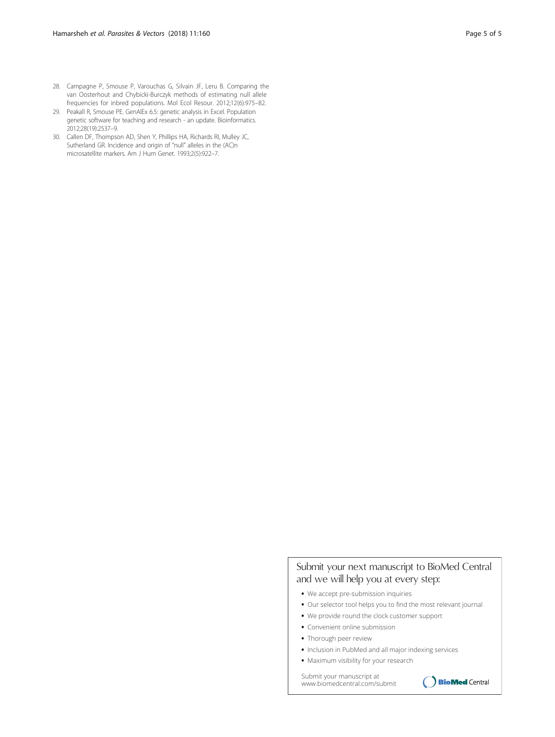28. Campagne P, Smouse P, Varouchas G, Silvain JF, Leru B. Comparing the van Oosterhout and Chybicki-Burczyk methods of estimating null allele frequencies for inbred populations. Mol Ecol Resour. 2012;12(6):975–82.
29. Peakall R, Smouse PE. GenAlEx 6.5: genetic analysis in Excel. Population genetic software for teaching and research - an update. Bioinformatics. 2012;28(19):2537–9.
30. Callen DF, Thompson AD, Shen Y, Phillips HA, Richards RI, Mulley JC, Sutherland GR. Incidence and origin of "null" alleles in the (AC)n microsatellite markers. Am J Hum Genet. 1993;2(5):922–7.

Submit your next manuscript to BioMed Central and we will help you at every step:

- We accept pre-submission inquiries
- Our selector tool helps you to find the most relevant journal
- We provide round the clock customer support
- Convenient online submission
- Thorough peer review
- Inclusion in PubMed and all major indexing services
- Maximum visibility for your research

Submit your manuscript at
www.biomedcentral.com/submit

BioMed Central